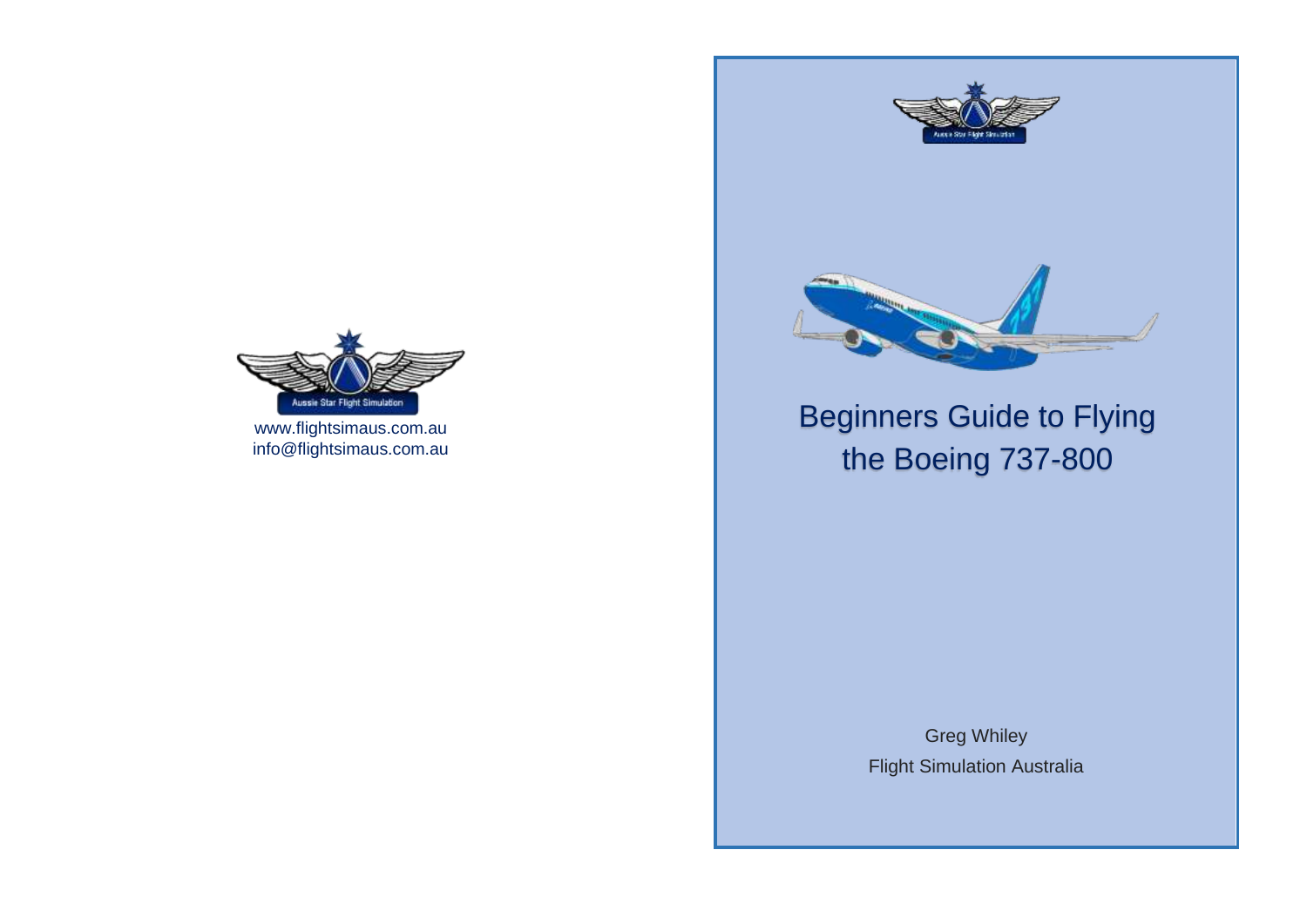Aussie Star Flight Simulation

www.flightsimaus.com.au
info@flightsimaus.com.au

Aussie Star Flight Simulation

# Beginners Guide to Flying the Boeing 737-800

Greg Whiley
Flight Simulation Australia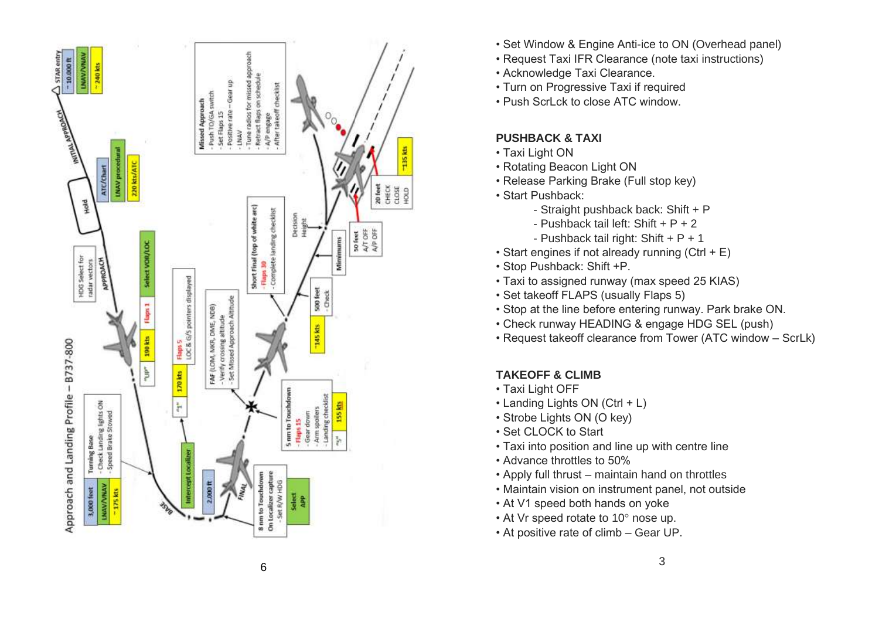## Approach and Landing Profile – B737-800

- STAR entry
  - ~ 10,000 ft
  - LNAV/VNAV
  - ~ 240 kts
- INITIAL APPROACH
- Hold
  - ATC/Chart
  - LNAV procedural
  - 220 kts/ATC
- HDG Select for radar vectors
- APPROACH
  - Select VOR/LOC
  - Flaps 1
  - 190 kts
  - "UP"
- Flaps 5
  - LOC & G/S pointers displayed
  - 170 kts
  - "1"
- Turning Base
  - Check Landing lights ON
  - Speed Brake Stowed
  - 3,000 feet
  - LNAV/VNAV
  - ~ 175 kts
- BASE
  - Intercept Localizer
  - 2,000 ft
- FINAL
- 8 nm to Touchdown
  - On Localizer capture
  - Set R/W HDG
  - Select APP
- FAF (LOM, MKR, DME, NDB)
  - Verify crossing altitude
  - Set Missed Approach Altitude
- 5 nm to Touchdown
  - Flaps 15
  - Gear down
  - Arm spoilers
  - Landing checklist
  - 155 kts
  - "5"
- Short Final (top of white arc)
  - Flaps 30
  - Complete landing checklist
- 500 feet
  - Check
  - ~145 kts
- Decision Height
- Minimums
- 50 feet
  - A/T OFF
  - A/P OFF
- 20 feet
  - CHECK
  - CLOSE
  - HOLD
  - ~135 kts

**Missed Approach**
- Push TO/GA switch
- Set Flaps 15
- Positive rate – Gear up
- LNAV
- Tune radios for missed approach
- Retract flaps on schedule
- A/P engage
- After takeoff checklist

---

- Set Window & Engine Anti-ice to ON (Overhead panel)
- Request Taxi IFR Clearance (note taxi instructions)
- Acknowledge Taxi Clearance.
- Turn on Progressive Taxi if required
- Push ScrLck to close ATC window.

**PUSHBACK & TAXI**
- Taxi Light ON
- Rotating Beacon Light ON
- Release Parking Brake (Full stop key)
- Start Pushback:
  - Straight pushback back: Shift + P
  - Pushback tail left: Shift + P + 2
  - Pushback tail right: Shift + P + 1
- Start engines if not already running (Ctrl + E)
- Stop Pushback: Shift +P.
- Taxi to assigned runway (max speed 25 KIAS)
- Set takeoff FLAPS (usually Flaps 5)
- Stop at the line before entering runway. Park brake ON.
- Check runway HEADING & engage HDG SEL (push)
- Request takeoff clearance from Tower (ATC window – ScrLk)

**TAKEOFF & CLIMB**
- Taxi Light OFF
- Landing Lights ON (Ctrl + L)
- Strobe Lights ON (O key)
- Set CLOCK to Start
- Taxi into position and line up with centre line
- Advance throttles to 50%
- Apply full thrust – maintain hand on throttles
- Maintain vision on instrument panel, not outside
- At V1 speed both hands on yoke
- At Vr speed rotate to 10° nose up.
- At positive rate of climb – Gear UP.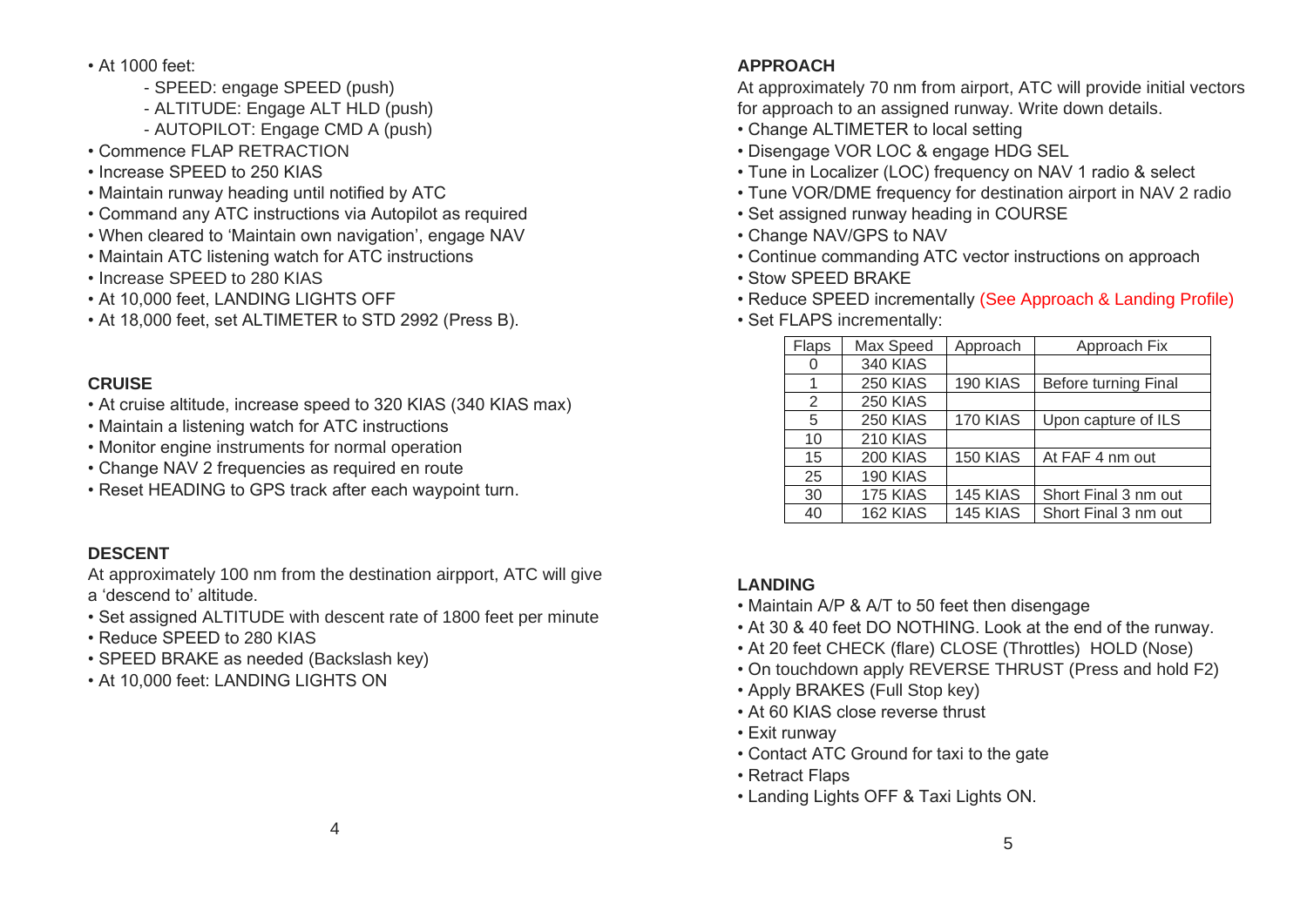- At 1000 feet:
  - SPEED: engage SPEED (push)
  - ALTITUDE: Engage ALT HLD (push)
  - AUTOPILOT: Engage CMD A (push)
- Commence FLAP RETRACTION
- Increase SPEED to 250 KIAS
- Maintain runway heading until notified by ATC
- Command any ATC instructions via Autopilot as required
- When cleared to 'Maintain own navigation', engage NAV
- Maintain ATC listening watch for ATC instructions
- Increase SPEED to 280 KIAS
- At 10,000 feet, LANDING LIGHTS OFF
- At 18,000 feet, set ALTIMETER to STD 2992 (Press B).

**CRUISE**

- At cruise altitude, increase speed to 320 KIAS (340 KIAS max)
- Maintain a listening watch for ATC instructions
- Monitor engine instruments for normal operation
- Change NAV 2 frequencies as required en route
- Reset HEADING to GPS track after each waypoint turn.

**DESCENT**

At approximately 100 nm from the destination airpport, ATC will give a 'descend to' altitude.

- Set assigned ALTITUDE with descent rate of 1800 feet per minute
- Reduce SPEED to 280 KIAS
- SPEED BRAKE as needed (Backslash key)
- At 10,000 feet: LANDING LIGHTS ON

**APPROACH**

At approximately 70 nm from airport, ATC will provide initial vectors for approach to an assigned runway. Write down details.

- Change ALTIMETER to local setting
- Disengage VOR LOC & engage HDG SEL
- Tune in Localizer (LOC) frequency on NAV 1 radio & select
- Tune VOR/DME frequency for destination airport in NAV 2 radio
- Set assigned runway heading in COURSE
- Change NAV/GPS to NAV
- Continue commanding ATC vector instructions on approach
- Stow SPEED BRAKE
- Reduce SPEED incrementally (See Approach & Landing Profile)
- Set FLAPS incrementally:

| Flaps | Max Speed | Approach | Approach Fix |
|---|---|---|---|
| 0 | 340 KIAS | | |
| 1 | 250 KIAS | 190 KIAS | Before turning Final |
| 2 | 250 KIAS | | |
| 5 | 250 KIAS | 170 KIAS | Upon capture of ILS |
| 10 | 210 KIAS | | |
| 15 | 200 KIAS | 150 KIAS | At FAF 4 nm out |
| 25 | 190 KIAS | | |
| 30 | 175 KIAS | 145 KIAS | Short Final 3 nm out |
| 40 | 162 KIAS | 145 KIAS | Short Final 3 nm out |

**LANDING**

- Maintain A/P & A/T to 50 feet then disengage
- At 30 & 40 feet DO NOTHING. Look at the end of the runway.
- At 20 feet CHECK (flare) CLOSE (Throttles) HOLD (Nose)
- On touchdown apply REVERSE THRUST (Press and hold F2)
- Apply BRAKES (Full Stop key)
- At 60 KIAS close reverse thrust
- Exit runway
- Contact ATC Ground for taxi to the gate
- Retract Flaps
- Landing Lights OFF & Taxi Lights ON.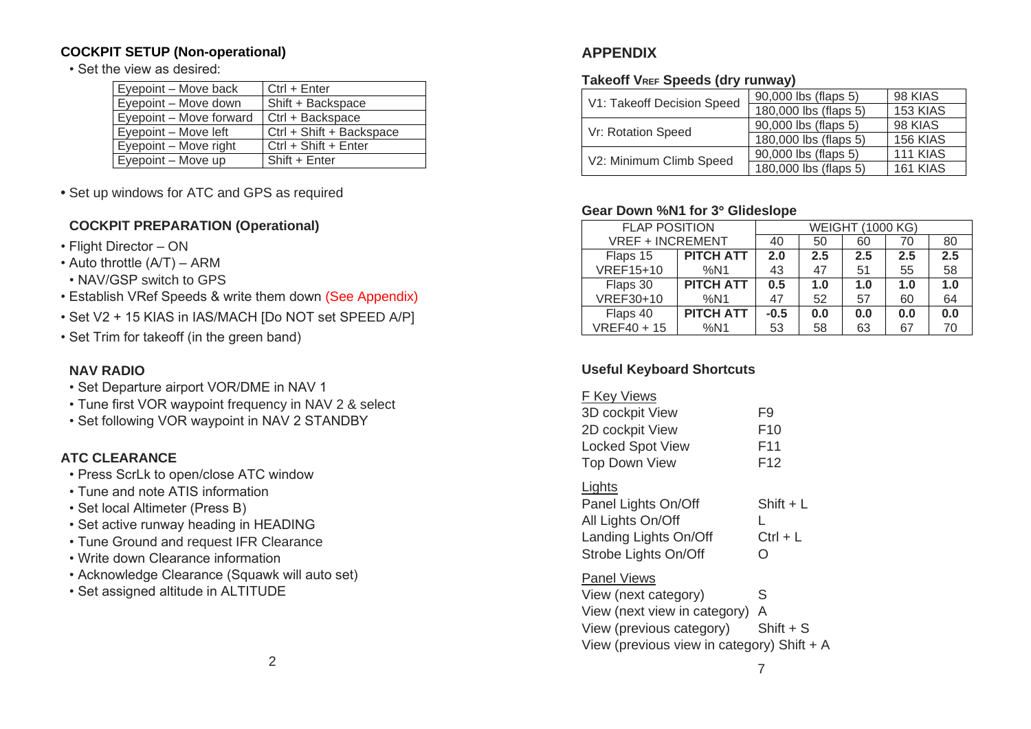### COCKPIT SETUP (Non-operational)

- Set the view as desired:

| | |
|---|---|
| Eyepoint – Move back | Ctrl + Enter |
| Eyepoint – Move down | Shift + Backspace |
| Eyepoint – Move forward | Ctrl + Backspace |
| Eyepoint – Move left | Ctrl + Shift + Backspace |
| Eyepoint – Move right | Ctrl + Shift + Enter |
| Eyepoint – Move up | Shift + Enter |

- Set up windows for ATC and GPS as required

### COCKPIT PREPARATION (Operational)

- Flight Director – ON
- Auto throttle (A/T) – ARM
- NAV/GSP switch to GPS
- Establish VRef Speeds & write them down (See Appendix)
- Set V2 + 15 KIAS in IAS/MACH [Do NOT set SPEED A/P]
- Set Trim for takeoff (in the green band)

### NAV RADIO

- Set Departure airport VOR/DME in NAV 1
- Tune first VOR waypoint frequency in NAV 2 & select
- Set following VOR waypoint in NAV 2 STANDBY

### ATC CLEARANCE

- Press ScrLk to open/close ATC window
- Tune and note ATIS information
- Set local Altimeter (Press B)
- Set active runway heading in HEADING
- Tune Ground and request IFR Clearance
- Write down Clearance information
- Acknowledge Clearance (Squawk will auto set)
- Set assigned altitude in ALTITUDE

## APPENDIX

### Takeoff $V_{REF}$ Speeds (dry runway)

| | | |
|---|---|---|
| V1: Takeoff Decision Speed | 90,000 lbs (flaps 5) | 98 KIAS |
| | 180,000 lbs (flaps 5) | 153 KIAS |
| Vr: Rotation Speed | 90,000 lbs (flaps 5) | 98 KIAS |
| | 180,000 lbs (flaps 5) | 156 KIAS |
| V2: Minimum Climb Speed | 90,000 lbs (flaps 5) | 111 KIAS |
| | 180,000 lbs (flaps 5) | 161 KIAS |

### Gear Down %N1 for 3° Glideslope

| FLAP POSITION | | WEIGHT (1000 KG) | | | | |
|---|---|---|---|---|---|---|
| VREF + INCREMENT | | 40 | 50 | 60 | 70 | 80 |
| Flaps 15 | **PITCH ATT** | **2.0** | **2.5** | **2.5** | **2.5** | **2.5** |
| VREF15+10 | %N1 | 43 | 47 | 51 | 55 | 58 |
| Flaps 30 | **PITCH ATT** | **0.5** | **1.0** | **1.0** | **1.0** | **1.0** |
| VREF30+10 | %N1 | 47 | 52 | 57 | 60 | 64 |
| Flaps 40 | **PITCH ATT** | **-0.5** | **0.0** | **0.0** | **0.0** | **0.0** |
| VREF40 + 15 | %N1 | 53 | 58 | 63 | 67 | 70 |

### Useful Keyboard Shortcuts

<u>F Key Views</u>

| | |
|---|---|
| 3D cockpit View | F9 |
| 2D cockpit View | F10 |
| Locked Spot View | F11 |
| Top Down View | F12 |

<u>Lights</u>

| | |
|---|---|
| Panel Lights On/Off | Shift + L |
| All Lights On/Off | L |
| Landing Lights On/Off | Ctrl + L |
| Strobe Lights On/Off | O |

<u>Panel Views</u>

| | |
|---|---|
| View (next category) | S |
| View (next view in category) | A |
| View (previous category) | Shift + S |
| View (previous view in category) | Shift + A |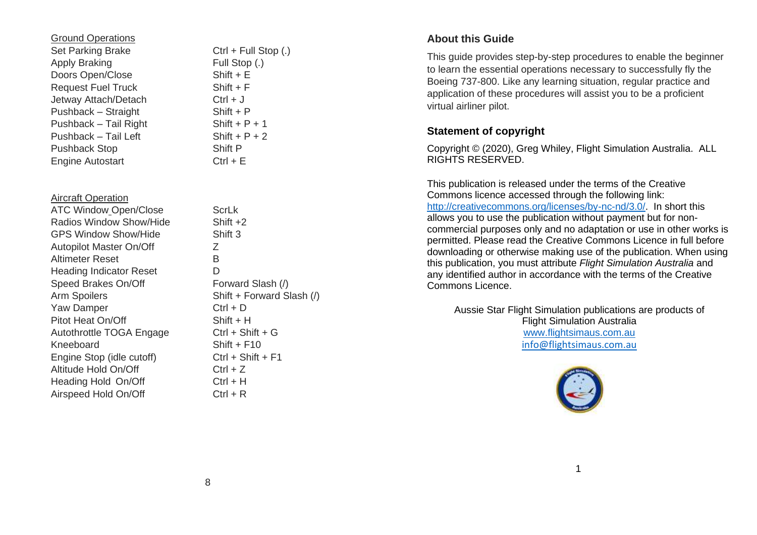Ground Operations

| | |
|---|---|
| Set Parking Brake | Ctrl + Full Stop (.) |
| Apply Braking | Full Stop (.) |
| Doors Open/Close | Shift + E |
| Request Fuel Truck | Shift + F |
| Jetway Attach/Detach | Ctrl + J |
| Pushback – Straight | Shift + P |
| Pushback – Tail Right | Shift + P + 1 |
| Pushback – Tail Left | Shift + P + 2 |
| Pushback Stop | Shift P |
| Engine Autostart | Ctrl + E |

Aircraft Operation

| | |
|---|---|
| ATC Window Open/Close | ScrLk |
| Radios Window Show/Hide | Shift +2 |
| GPS Window Show/Hide | Shift 3 |
| Autopilot Master On/Off | Z |
| Altimeter Reset | B |
| Heading Indicator Reset | D |
| Speed Brakes On/Off | Forward Slash (/) |
| Arm Spoilers | Shift + Forward Slash (/) |
| Yaw Damper | Ctrl + D |
| Pitot Heat On/Off | Shift + H |
| Autothrottle TOGA Engage | Ctrl + Shift + G |
| Kneeboard | Shift + F10 |
| Engine Stop (idle cutoff) | Ctrl + Shift + F1 |
| Altitude Hold On/Off | Ctrl + Z |
| Heading Hold On/Off | Ctrl + H |
| Airspeed Hold On/Off | Ctrl + R |

## About this Guide

This guide provides step-by-step procedures to enable the beginner to learn the essential operations necessary to successfully fly the Boeing 737-800. Like any learning situation, regular practice and application of these procedures will assist you to be a proficient virtual airliner pilot.

## Statement of copyright

Copyright © (2020), Greg Whiley, Flight Simulation Australia. ALL RIGHTS RESERVED.

This publication is released under the terms of the Creative Commons licence accessed through the following link: http://creativecommons.org/licenses/by-nc-nd/3.0/. In short this allows you to use the publication without payment but for non-commercial purposes only and no adaptation or use in other works is permitted. Please read the Creative Commons Licence in full before downloading or otherwise making use of the publication. When using this publication, you must attribute *Flight Simulation Australia* and any identified author in accordance with the terms of the Creative Commons Licence.

Aussie Star Flight Simulation publications are products of
Flight Simulation Australia
www.flightsimaus.com.au
info@flightsimaus.com.au